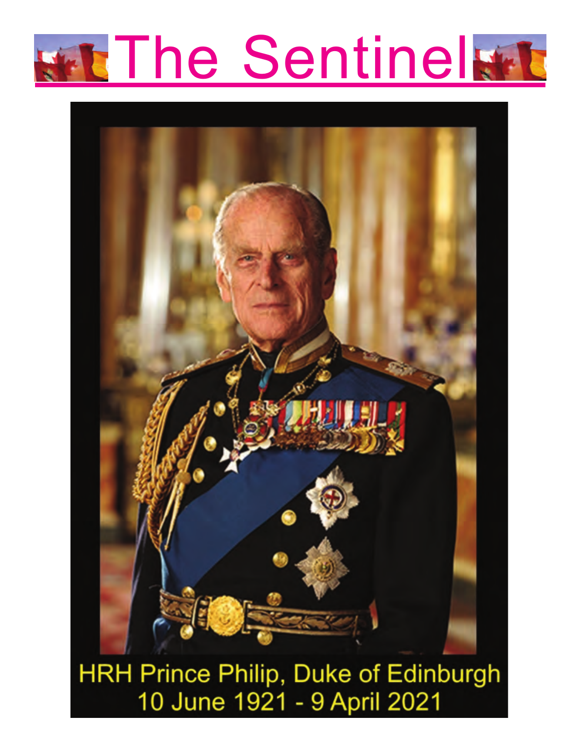# The Sentinel

HRH Prince Philip, Duke of Edinburgh
10 June 1921 - 9 April 2021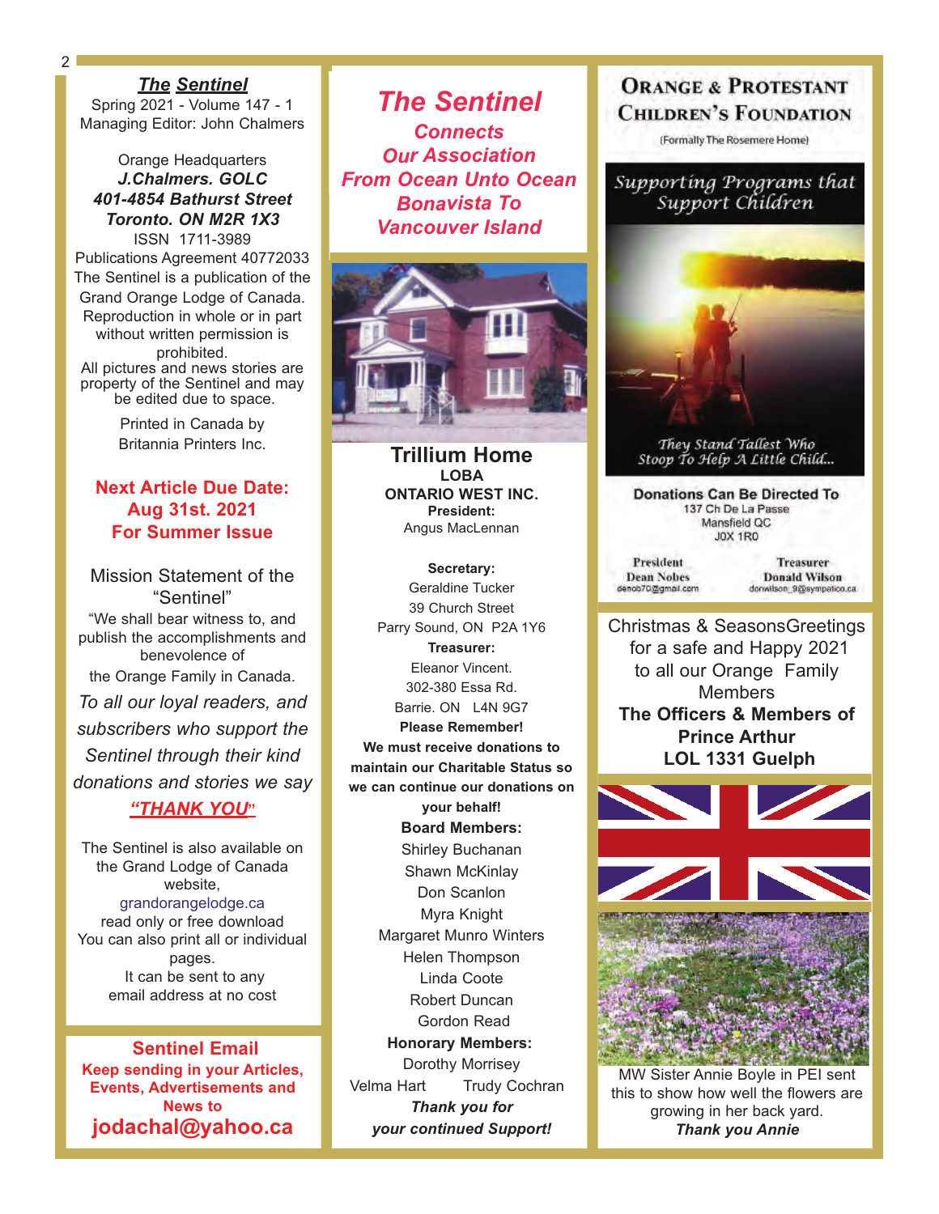***The Sentinel***
Spring 2021 - Volume 147 - 1
Managing Editor: John Chalmers

Orange Headquarters
***J.Chalmers. GOLC***
***401-4854 Bathurst Street***
***Toronto. ON M2R 1X3***
ISSN 1711-3989
Publications Agreement 40772033
The Sentinel is a publication of the Grand Orange Lodge of Canada.
Reproduction in whole or in part without written permission is prohibited.
All pictures and news stories are property of the Sentinel and may be edited due to space.

Printed in Canada by
Britannia Printers Inc.

**Next Article Due Date:**
**Aug 31st. 2021**
**For Summer Issue**

Mission Statement of the "Sentinel"
"We shall bear witness to, and publish the accomplishments and benevolence of the Orange Family in Canada.

*To all our loyal readers, and subscribers who support the Sentinel through their kind donations and stories we say* ***"THANK YOU"***

The Sentinel is also available on the Grand Lodge of Canada website,
grandorangelodge.ca
read only or free download
You can also print all or individual pages.
It can be sent to any email address at no cost

**Sentinel Email**
**Keep sending in your Articles, Events, Advertisements and News to**
**jodachal@yahoo.ca**

***The Sentinel***
***Connects***
***Our Association***
***From Ocean Unto Ocean***
***Bonavista To***
***Vancouver Island***

**Trillium Home**
**LOBA**
**ONTARIO WEST INC.**
**President:**
Angus MacLennan

**Secretary:**
Geraldine Tucker
39 Church Street
Parry Sound, ON P2A 1Y6
**Treasurer:**
Eleanor Vincent.
302-380 Essa Rd.
Barrie. ON L4N 9G7
**Please Remember!**
**We must receive donations to maintain our Charitable Status so we can continue our donations on your behalf!**
**Board Members:**
Shirley Buchanan
Shawn McKinlay
Don Scanlon
Myra Knight
Margaret Munro Winters
Helen Thompson
Linda Coote
Robert Duncan
Gordon Read
**Honorary Members:**
Dorothy Morrisey
Velma Hart Trudy Cochran
***Thank you for***
***your continued Support!***

**ORANGE & PROTESTANT CHILDREN'S FOUNDATION**
(Formally The Rosemere Home)

*Supporting Programs that Support Children*

*They Stand Tallest Who Stoop To Help A Little Child...*

**Donations Can Be Directed To**
137 Ch De La Passe
Mansfield QC
J0X 1R0

**President**
Dean Nobes
denob70@gmail.com

**Treasurer**
Donald Wilson
donwilson_9@sympatico.ca

Christmas & SeasonsGreetings for a safe and Happy 2021 to all our Orange Family Members
**The Officers & Members of Prince Arthur LOL 1331 Guelph**

MW Sister Annie Boyle in PEI sent this to show how well the flowers are growing in her back yard.
***Thank you Annie***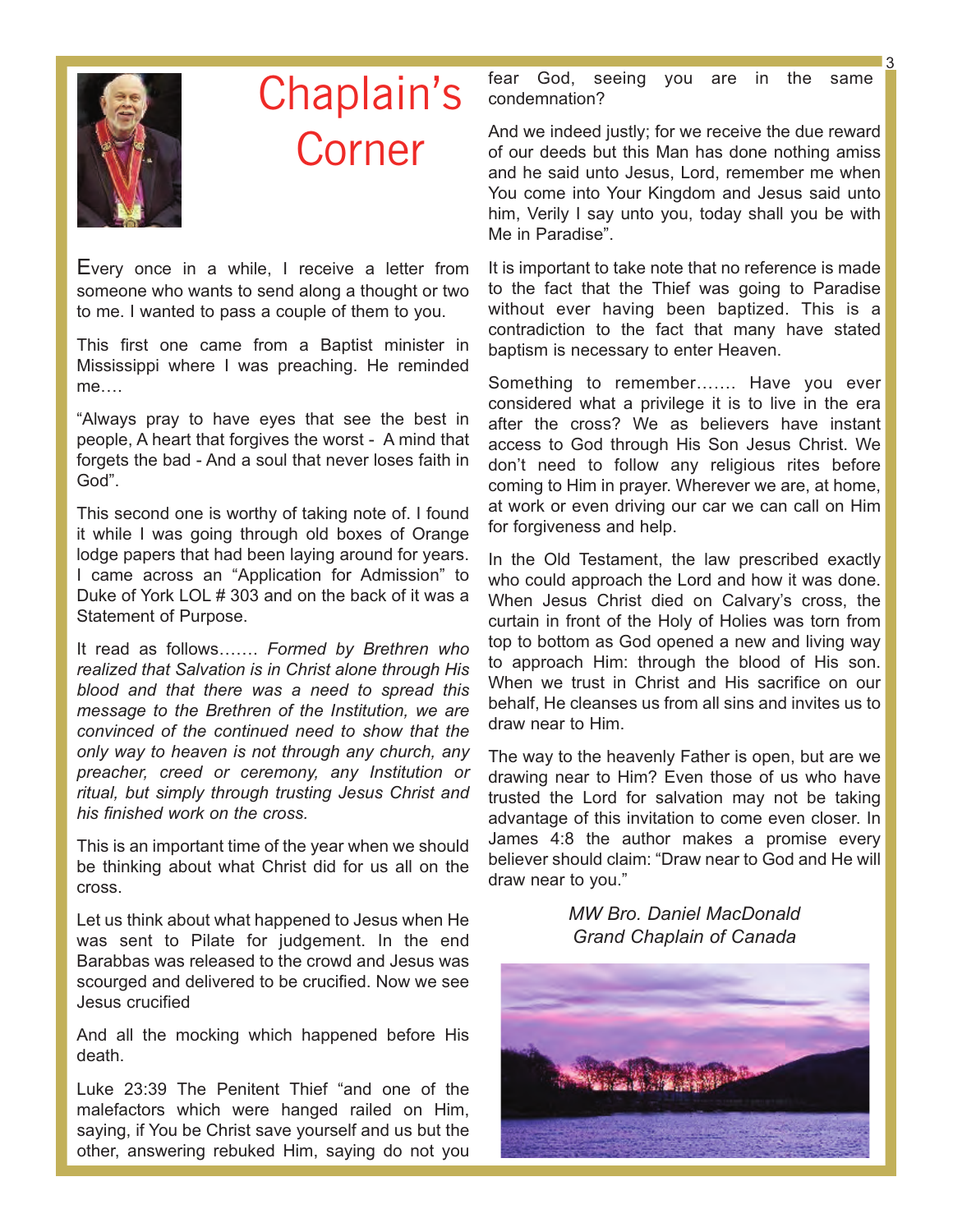# Chaplain's Corner

Every once in a while, I receive a letter from someone who wants to send along a thought or two to me. I wanted to pass a couple of them to you.

This first one came from a Baptist minister in Mississippi where I was preaching. He reminded me….

"Always pray to have eyes that see the best in people, A heart that forgives the worst - A mind that forgets the bad - And a soul that never loses faith in God".

This second one is worthy of taking note of. I found it while I was going through old boxes of Orange lodge papers that had been laying around for years. I came across an "Application for Admission" to Duke of York LOL # 303 and on the back of it was a Statement of Purpose.

It read as follows……. *Formed by Brethren who realized that Salvation is in Christ alone through His blood and that there was a need to spread this message to the Brethren of the Institution, we are convinced of the continued need to show that the only way to heaven is not through any church, any preacher, creed or ceremony, any Institution or ritual, but simply through trusting Jesus Christ and his finished work on the cross.*

This is an important time of the year when we should be thinking about what Christ did for us all on the cross.

Let us think about what happened to Jesus when He was sent to Pilate for judgement. In the end Barabbas was released to the crowd and Jesus was scourged and delivered to be crucified. Now we see Jesus crucified

And all the mocking which happened before His death.

Luke 23:39 The Penitent Thief "and one of the malefactors which were hanged railed on Him, saying, if You be Christ save yourself and us but the other, answering rebuked Him, saying do not you fear God, seeing you are in the same condemnation?

And we indeed justly; for we receive the due reward of our deeds but this Man has done nothing amiss and he said unto Jesus, Lord, remember me when You come into Your Kingdom and Jesus said unto him, Verily I say unto you, today shall you be with Me in Paradise".

It is important to take note that no reference is made to the fact that the Thief was going to Paradise without ever having been baptized. This is a contradiction to the fact that many have stated baptism is necessary to enter Heaven.

Something to remember……. Have you ever considered what a privilege it is to live in the era after the cross? We as believers have instant access to God through His Son Jesus Christ. We don't need to follow any religious rites before coming to Him in prayer. Wherever we are, at home, at work or even driving our car we can call on Him for forgiveness and help.

In the Old Testament, the law prescribed exactly who could approach the Lord and how it was done. When Jesus Christ died on Calvary's cross, the curtain in front of the Holy of Holies was torn from top to bottom as God opened a new and living way to approach Him: through the blood of His son. When we trust in Christ and His sacrifice on our behalf, He cleanses us from all sins and invites us to draw near to Him.

The way to the heavenly Father is open, but are we drawing near to Him? Even those of us who have trusted the Lord for salvation may not be taking advantage of this invitation to come even closer. In James 4:8 the author makes a promise every believer should claim: "Draw near to God and He will draw near to you."

*MW Bro. Daniel MacDonald*
*Grand Chaplain of Canada*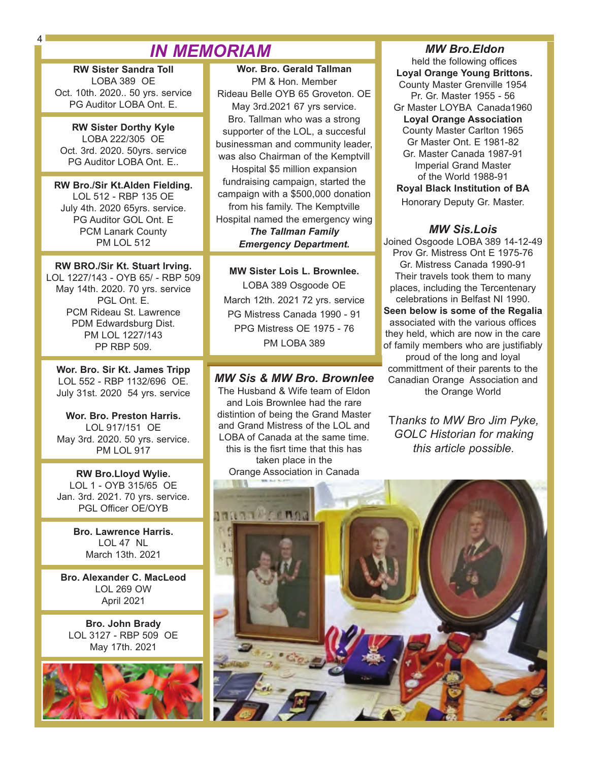# IN MEMORIAM

**RW Sister Sandra Toll**
LOBA 389 OE
Oct. 10th. 2020.. 50 yrs. service
PG Auditor LOBA Ont. E.

**RW Sister Dorthy Kyle**
LOBA 222/305 OE
Oct. 3rd. 2020. 50yrs. service
PG Auditor LOBA Ont. E..

**RW Bro./Sir Kt.Alden Fielding.**
LOL 512 - RBP 135 OE
July 4th. 2020 65yrs. service.
PG Auditor GOL Ont. E
PCM Lanark County
PM LOL 512

**RW BRO./Sir Kt. Stuart Irving.**
LOL 1227/143 - OYB 65/ - RBP 509
May 14th. 2020. 70 yrs. service
PGL Ont. E.
PCM Rideau St. Lawrence
PDM Edwardsburg Dist.
PM LOL 1227/143
PP RBP 509.

**Wor. Bro. Sir Kt. James Tripp**
LOL 552 - RBP 1132/696 OE.
July 31st. 2020 54 yrs. service

**Wor. Bro. Preston Harris.**
LOL 917/151 OE
May 3rd. 2020. 50 yrs. service.
PM LOL 917

**RW Bro.Lloyd Wylie.**
LOL 1 - OYB 315/65 OE
Jan. 3rd. 2021. 70 yrs. service.
PGL Officer OE/OYB

**Bro. Lawrence Harris.**
LOL 47 NL
March 13th. 2021

**Bro. Alexander C. MacLeod**
LOL 269 OW
April 2021

**Bro. John Brady**
LOL 3127 - RBP 509 OE
May 17th. 2021

**Wor. Bro. Gerald Tallman**
PM & Hon. Member
Rideau Belle OYB 65 Groveton. OE
May 3rd.2021 67 yrs service.
Bro. Tallman who was a strong supporter of the LOL, a succesful businessman and community leader, was also Chairman of the Kemptvill Hospital $5 million expansion fundraising campaign, started the campaign with a $500,000 donation from his family. The Kemptville Hospital named the emergency wing ***The Tallman Family Emergency Department.***

**MW Sister Lois L. Brownlee.**
LOBA 389 Osgoode OE
March 12th. 2021 72 yrs. service
PG Mistress Canada 1990 - 91
PPG Mistress OE 1975 - 76
PM LOBA 389

## *MW Sis & MW Bro. Brownlee*

The Husband & Wife team of Eldon and Lois Brownlee had the rare distintion of being the Grand Master and Grand Mistress of the LOL and LOBA of Canada at the same time. this is the fisrt time that this has taken place in the Orange Association in Canada

### *MW Bro.Eldon*

held the following offices
**Loyal Orange Young Brittons.**
County Master Grenville 1954
Pr. Gr. Master 1955 - 56
Gr Master LOYBA Canada1960
**Loyal Orange Association**
County Master Carlton 1965
Gr Master Ont. E 1981-82
Gr. Master Canada 1987-91
Imperial Grand Master of the World 1988-91
**Royal Black Institution of BA**
Honorary Deputy Gr. Master.

### *MW Sis.Lois*

Joined Osgoode LOBA 389 14-12-49
Prov Gr. Mistress Ont E 1975-76
Gr. Mistress Canada 1990-91
Their travels took them to many places, including the Tercentenary celebrations in Belfast NI 1990.
**Seen below is some of the Regalia** associated with the various offices they held, which are now in the care of family members who are justifiably proud of the long and loyal committment of their parents to the Canadian Orange Association and the Orange World

*Thanks to MW Bro Jim Pyke, GOLC Historian for making this article possible.*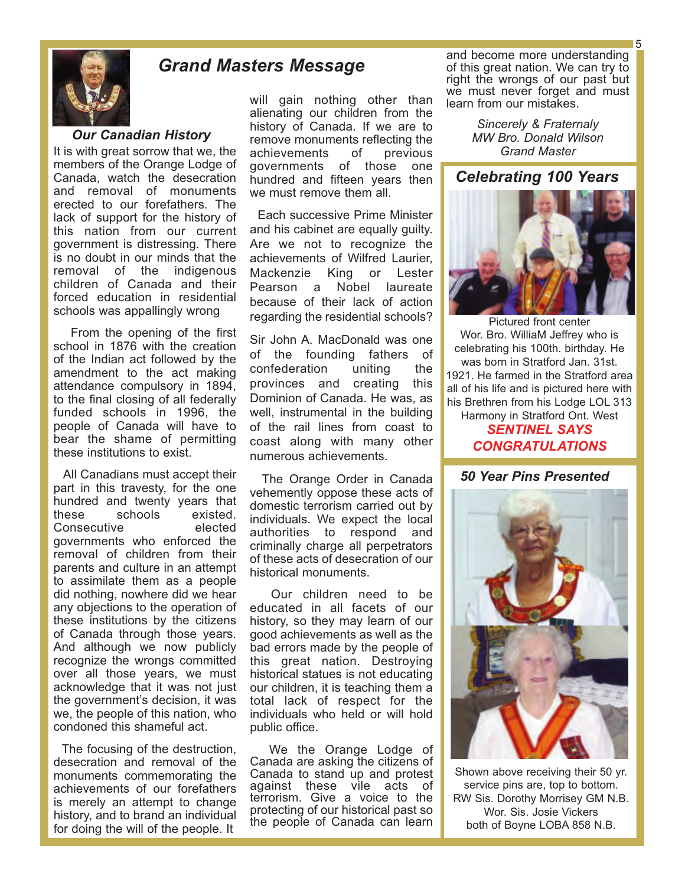## Grand Masters Message

### *Our Canadian History*

It is with great sorrow that we, the members of the Orange Lodge of Canada, watch the desecration and removal of monuments erected to our forefathers. The lack of support for the history of this nation from our current government is distressing. There is no doubt in our minds that the removal of the indigenous children of Canada and their forced education in residential schools was appallingly wrong

From the opening of the first school in 1876 with the creation of the Indian act followed by the amendment to the act making attendance compulsory in 1894, to the final closing of all federally funded schools in 1996, the people of Canada will have to bear the shame of permitting these institutions to exist.

All Canadians must accept their part in this travesty, for the one hundred and twenty years that these schools existed. Consecutive elected governments who enforced the removal of children from their parents and culture in an attempt to assimilate them as a people did nothing, nowhere did we hear any objections to the operation of these institutions by the citizens of Canada through those years. And although we now publicly recognize the wrongs committed over all those years, we must acknowledge that it was not just the government's decision, it was we, the people of this nation, who condoned this shameful act.

The focusing of the destruction, desecration and removal of the monuments commemorating the achievements of our forefathers is merely an attempt to change history, and to brand an individual for doing the will of the people. It will gain nothing other than alienating our children from the history of Canada. If we are to remove monuments reflecting the achievements of previous governments of those one hundred and fifteen years then we must remove them all.

Each successive Prime Minister and his cabinet are equally guilty. Are we not to recognize the achievements of Wilfred Laurier, Mackenzie King or Lester Pearson a Nobel laureate because of their lack of action regarding the residential schools?

Sir John A. MacDonald was one of the founding fathers of confederation uniting the provinces and creating this Dominion of Canada. He was, as well, instrumental in the building of the rail lines from coast to coast along with many other numerous achievements.

The Orange Order in Canada vehemently oppose these acts of domestic terrorism carried out by individuals. We expect the local authorities to respond and criminally charge all perpetrators of these acts of desecration of our historical monuments.

Our children need to be educated in all facets of our history, so they may learn of our good achievements as well as the bad errors made by the people of this great nation. Destroying historical statues is not educating our children, it is teaching them a total lack of respect for the individuals who held or will hold public office.

We the Orange Lodge of Canada are asking the citizens of Canada to stand up and protest against these vile acts of terrorism. Give a voice to the protecting of our historical past so the people of Canada can learn and become more understanding of this great nation. We can try to right the wrongs of our past but we must never forget and must learn from our mistakes.

*Sincerely & Fraternaly*
*MW Bro. Donald Wilson*
*Grand Master*

## Celebrating 100 Years

Pictured front center Wor. Bro. WilliaM Jeffrey who is celebrating his 100th. birthday. He was born in Stratford Jan. 31st. 1921. He farmed in the Stratford area all of his life and is pictured here with his Brethren from his Lodge LOL 313 Harmony in Stratford Ont. West

**SENTINEL SAYS CONGRATULATIONS**

### *50 Year Pins Presented*

Shown above receiving their 50 yr. service pins are, top to bottom.
RW Sis. Dorothy Morrisey GM N.B.
Wor. Sis. Josie Vickers
both of Boyne LOBA 858 N.B.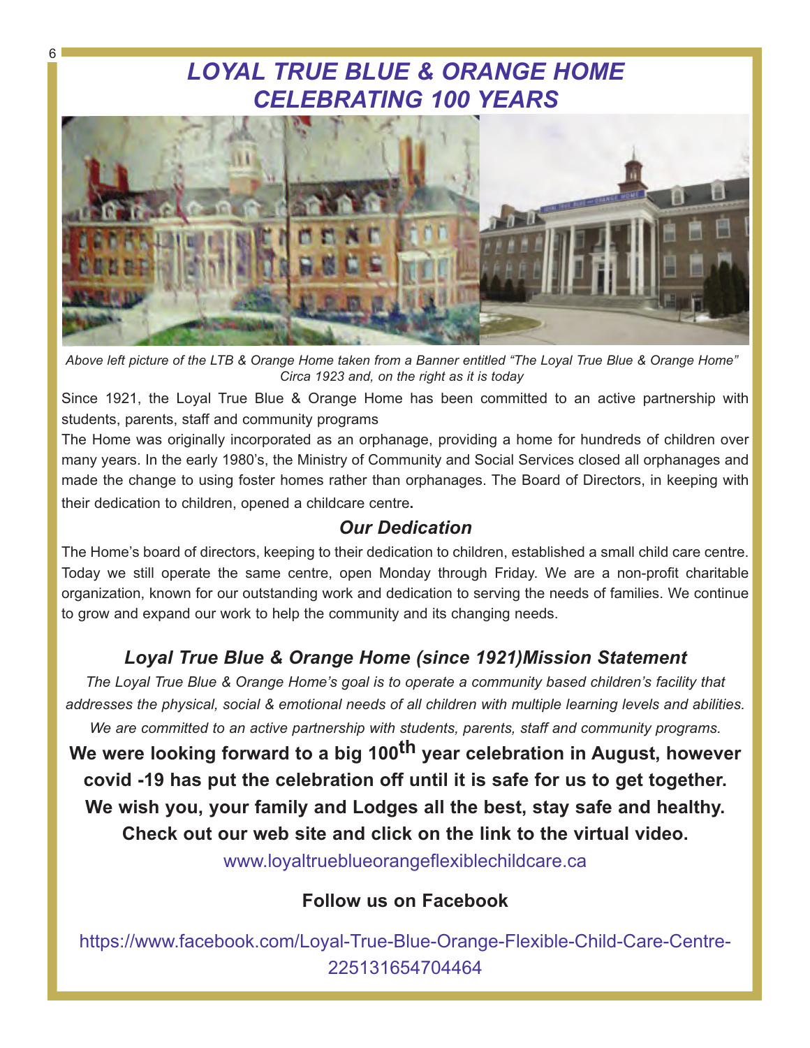# *LOYAL TRUE BLUE & ORANGE HOME CELEBRATING 100 YEARS*

*Above left picture of the LTB & Orange Home taken from a Banner entitled "The Loyal True Blue & Orange Home" Circa 1923 and, on the right as it is today*

Since 1921, the Loyal True Blue & Orange Home has been committed to an active partnership with students, parents, staff and community programs

The Home was originally incorporated as an orphanage, providing a home for hundreds of children over many years. In the early 1980's, the Ministry of Community and Social Services closed all orphanages and made the change to using foster homes rather than orphanages. The Board of Directors, in keeping with their dedication to children, opened a childcare centre**.**

## *Our Dedication*

The Home's board of directors, keeping to their dedication to children, established a small child care centre. Today we still operate the same centre, open Monday through Friday. We are a non-profit charitable organization, known for our outstanding work and dedication to serving the needs of families. We continue to grow and expand our work to help the community and its changing needs.

## *Loyal True Blue & Orange Home (since 1921)Mission Statement*

*The Loyal True Blue & Orange Home's goal is to operate a community based children's facility that addresses the physical, social & emotional needs of all children with multiple learning levels and abilities. We are committed to an active partnership with students, parents, staff and community programs.*

**We were looking forward to a big 100th year celebration in August, however covid -19 has put the celebration off until it is safe for us to get together. We wish you, your family and Lodges all the best, stay safe and healthy. Check out our web site and click on the link to the virtual video.**

www.loyaltrueblueorangeflexiblechildcare.ca

**Follow us on Facebook**

https://www.facebook.com/Loyal-True-Blue-Orange-Flexible-Child-Care-Centre-225131654704464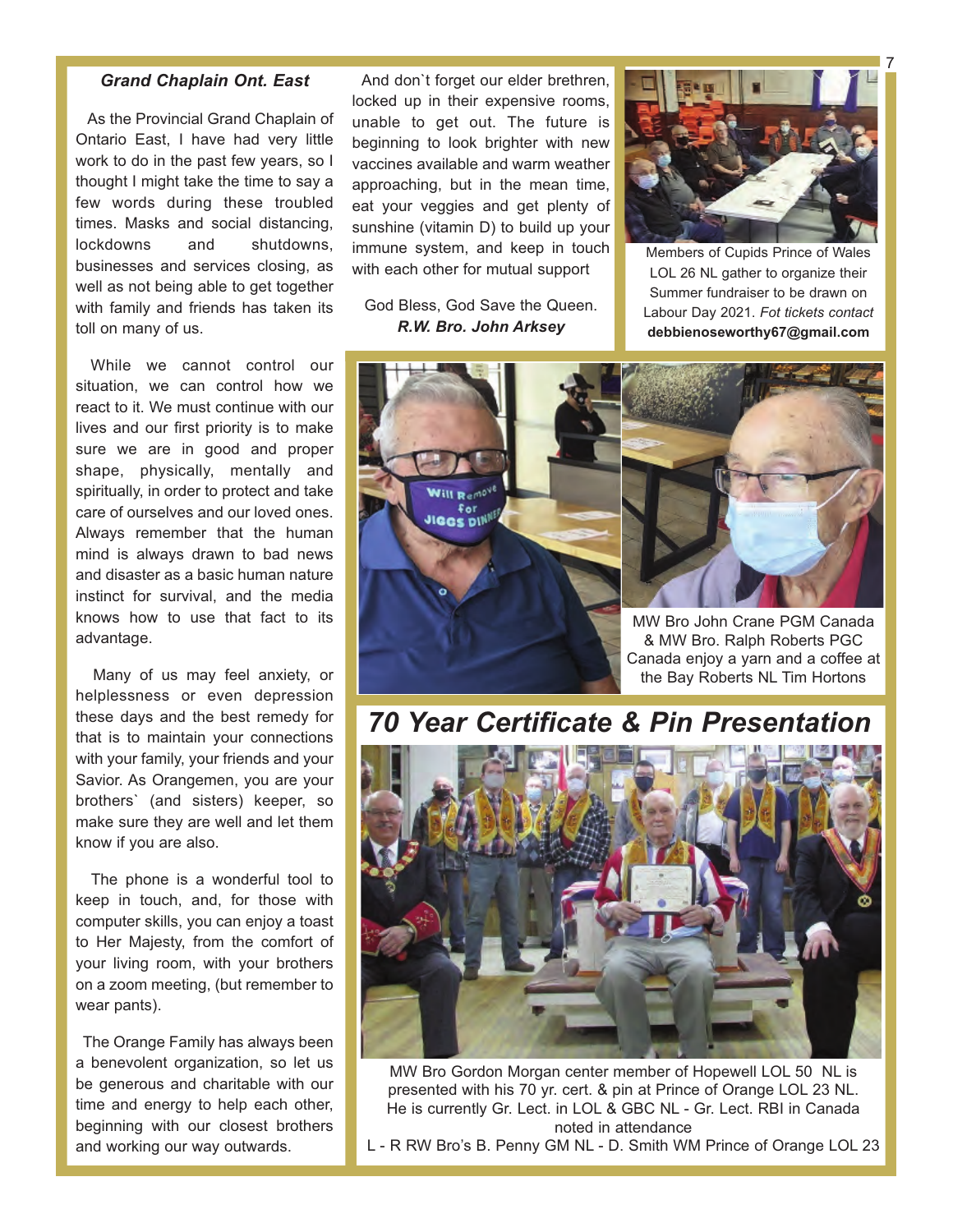### *Grand Chaplain Ont. East*

As the Provincial Grand Chaplain of Ontario East, I have had very little work to do in the past few years, so I thought I might take the time to say a few words during these troubled times. Masks and social distancing, lockdowns and shutdowns, businesses and services closing, as well as not being able to get together with family and friends has taken its toll on many of us.

While we cannot control our situation, we can control how we react to it. We must continue with our lives and our first priority is to make sure we are in good and proper shape, physically, mentally and spiritually, in order to protect and take care of ourselves and our loved ones. Always remember that the human mind is always drawn to bad news and disaster as a basic human nature instinct for survival, and the media knows how to use that fact to its advantage.

Many of us may feel anxiety, or helplessness or even depression these days and the best remedy for that is to maintain your connections with your family, your friends and your Savior. As Orangemen, you are your brothers` (and sisters) keeper, so make sure they are well and let them know if you are also.

The phone is a wonderful tool to keep in touch, and, for those with computer skills, you can enjoy a toast to Her Majesty, from the comfort of your living room, with your brothers on a zoom meeting, (but remember to wear pants).

The Orange Family has always been a benevolent organization, so let us be generous and charitable with our time and energy to help each other, beginning with our closest brothers and working our way outwards.

And don`t forget our elder brethren, locked up in their expensive rooms, unable to get out. The future is beginning to look brighter with new vaccines available and warm weather approaching, but in the mean time, eat your veggies and get plenty of sunshine (vitamin D) to build up your immune system, and keep in touch with each other for mutual support

God Bless, God Save the Queen.
***R.W. Bro. John Arksey***

Members of Cupids Prince of Wales LOL 26 NL gather to organize their Summer fundraiser to be drawn on Labour Day 2021. *Fot tickets contact* **debbienoseworthy67@gmail.com**

MW Bro John Crane PGM Canada & MW Bro. Ralph Roberts PGC Canada enjoy a yarn and a coffee at the Bay Roberts NL Tim Hortons

## *70 Year Certificate & Pin Presentation*

MW Bro Gordon Morgan center member of Hopewell LOL 50 NL is presented with his 70 yr. cert. & pin at Prince of Orange LOL 23 NL. He is currently Gr. Lect. in LOL & GBC NL - Gr. Lect. RBI in Canada noted in attendance
L - R RW Bro's B. Penny GM NL - D. Smith WM Prince of Orange LOL 23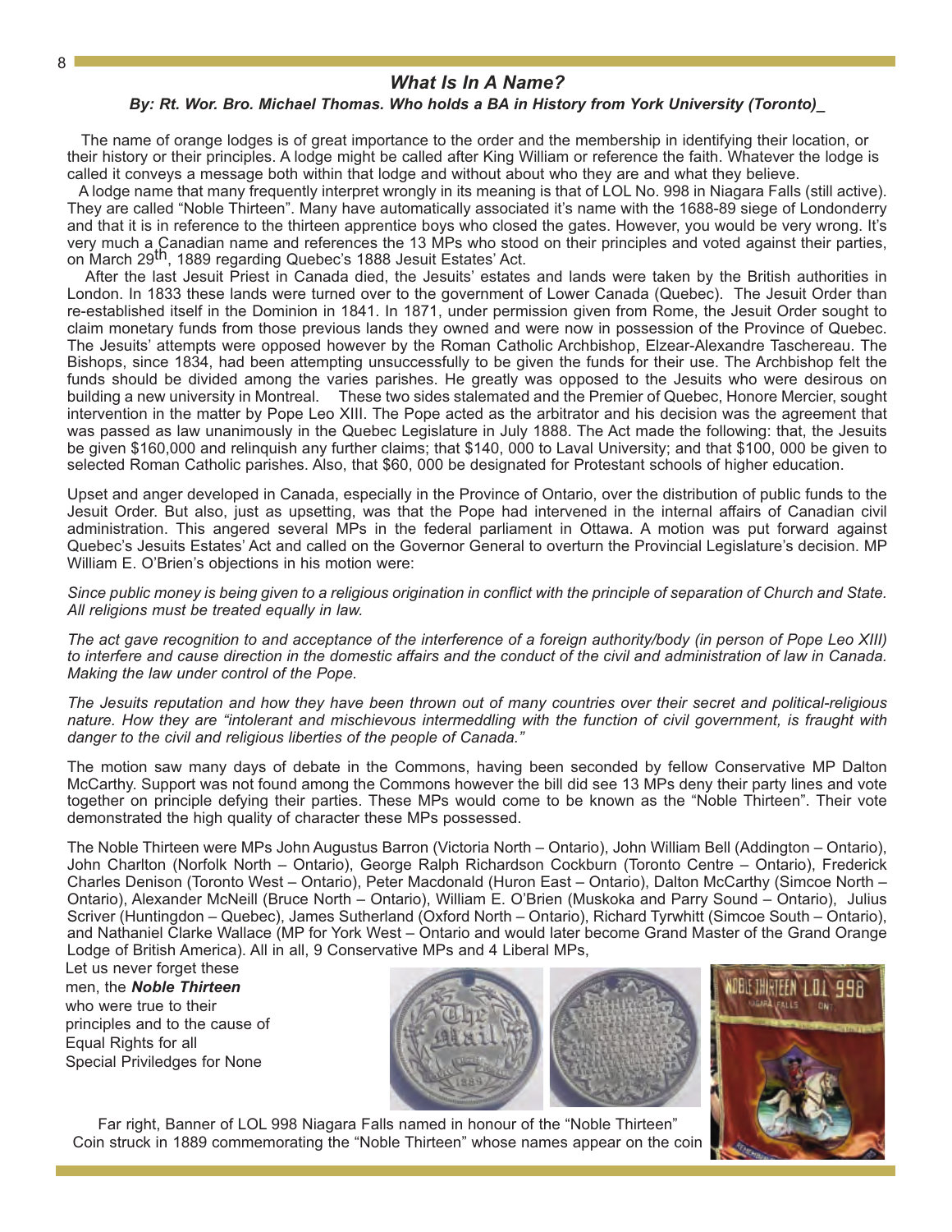## *What Is In A Name?*

***By: Rt. Wor. Bro. Michael Thomas. Who holds a BA in History from York University (Toronto)_***

The name of orange lodges is of great importance to the order and the membership in identifying their location, or their history or their principles. A lodge might be called after King William or reference the faith. Whatever the lodge is called it conveys a message both within that lodge and without about who they are and what they believe.

A lodge name that many frequently interpret wrongly in its meaning is that of LOL No. 998 in Niagara Falls (still active). They are called "Noble Thirteen". Many have automatically associated it's name with the 1688-89 siege of Londonderry and that it is in reference to the thirteen apprentice boys who closed the gates. However, you would be very wrong. It's very much a Canadian name and references the 13 MPs who stood on their principles and voted against their parties, on March 29th, 1889 regarding Quebec's 1888 Jesuit Estates' Act.

After the last Jesuit Priest in Canada died, the Jesuits' estates and lands were taken by the British authorities in London. In 1833 these lands were turned over to the government of Lower Canada (Quebec). The Jesuit Order than re-established itself in the Dominion in 1841. In 1871, under permission given from Rome, the Jesuit Order sought to claim monetary funds from those previous lands they owned and were now in possession of the Province of Quebec. The Jesuits' attempts were opposed however by the Roman Catholic Archbishop, Elzear-Alexandre Taschereau. The Bishops, since 1834, had been attempting unsuccessfully to be given the funds for their use. The Archbishop felt the funds should be divided among the varies parishes. He greatly was opposed to the Jesuits who were desirous on building a new university in Montreal. These two sides stalemated and the Premier of Quebec, Honore Mercier, sought intervention in the matter by Pope Leo XIII. The Pope acted as the arbitrator and his decision was the agreement that was passed as law unanimously in the Quebec Legislature in July 1888. The Act made the following: that, the Jesuits be given $160,000 and relinquish any further claims; that $140, 000 to Laval University; and that $100, 000 be given to selected Roman Catholic parishes. Also, that $60, 000 be designated for Protestant schools of higher education.

Upset and anger developed in Canada, especially in the Province of Ontario, over the distribution of public funds to the Jesuit Order. But also, just as upsetting, was that the Pope had intervened in the internal affairs of Canadian civil administration. This angered several MPs in the federal parliament in Ottawa. A motion was put forward against Quebec's Jesuits Estates' Act and called on the Governor General to overturn the Provincial Legislature's decision. MP William E. O'Brien's objections in his motion were:

*Since public money is being given to a religious origination in conflict with the principle of separation of Church and State. All religions must be treated equally in law.*

*The act gave recognition to and acceptance of the interference of a foreign authority/body (in person of Pope Leo XIII) to interfere and cause direction in the domestic affairs and the conduct of the civil and administration of law in Canada. Making the law under control of the Pope.*

*The Jesuits reputation and how they have been thrown out of many countries over their secret and political-religious nature. How they are "intolerant and mischievous intermeddling with the function of civil government, is fraught with danger to the civil and religious liberties of the people of Canada."*

The motion saw many days of debate in the Commons, having been seconded by fellow Conservative MP Dalton McCarthy. Support was not found among the Commons however the bill did see 13 MPs deny their party lines and vote together on principle defying their parties. These MPs would come to be known as the "Noble Thirteen". Their vote demonstrated the high quality of character these MPs possessed.

The Noble Thirteen were MPs John Augustus Barron (Victoria North – Ontario), John William Bell (Addington – Ontario), John Charlton (Norfolk North – Ontario), George Ralph Richardson Cockburn (Toronto Centre – Ontario), Frederick Charles Denison (Toronto West – Ontario), Peter Macdonald (Huron East – Ontario), Dalton McCarthy (Simcoe North – Ontario), Alexander McNeill (Bruce North – Ontario), William E. O'Brien (Muskoka and Parry Sound – Ontario), Julius Scriver (Huntingdon – Quebec), James Sutherland (Oxford North – Ontario), Richard Tyrwhitt (Simcoe South – Ontario), and Nathaniel Clarke Wallace (MP for York West – Ontario and would later become Grand Master of the Grand Orange Lodge of British America). All in all, 9 Conservative MPs and 4 Liberal MPs,

Let us never forget these men, the ***Noble Thirteen*** who were true to their principles and to the cause of Equal Rights for all Special Priviledges for None

Far right, Banner of LOL 998 Niagara Falls named in honour of the "Noble Thirteen"
Coin struck in 1889 commemorating the "Noble Thirteen" whose names appear on the coin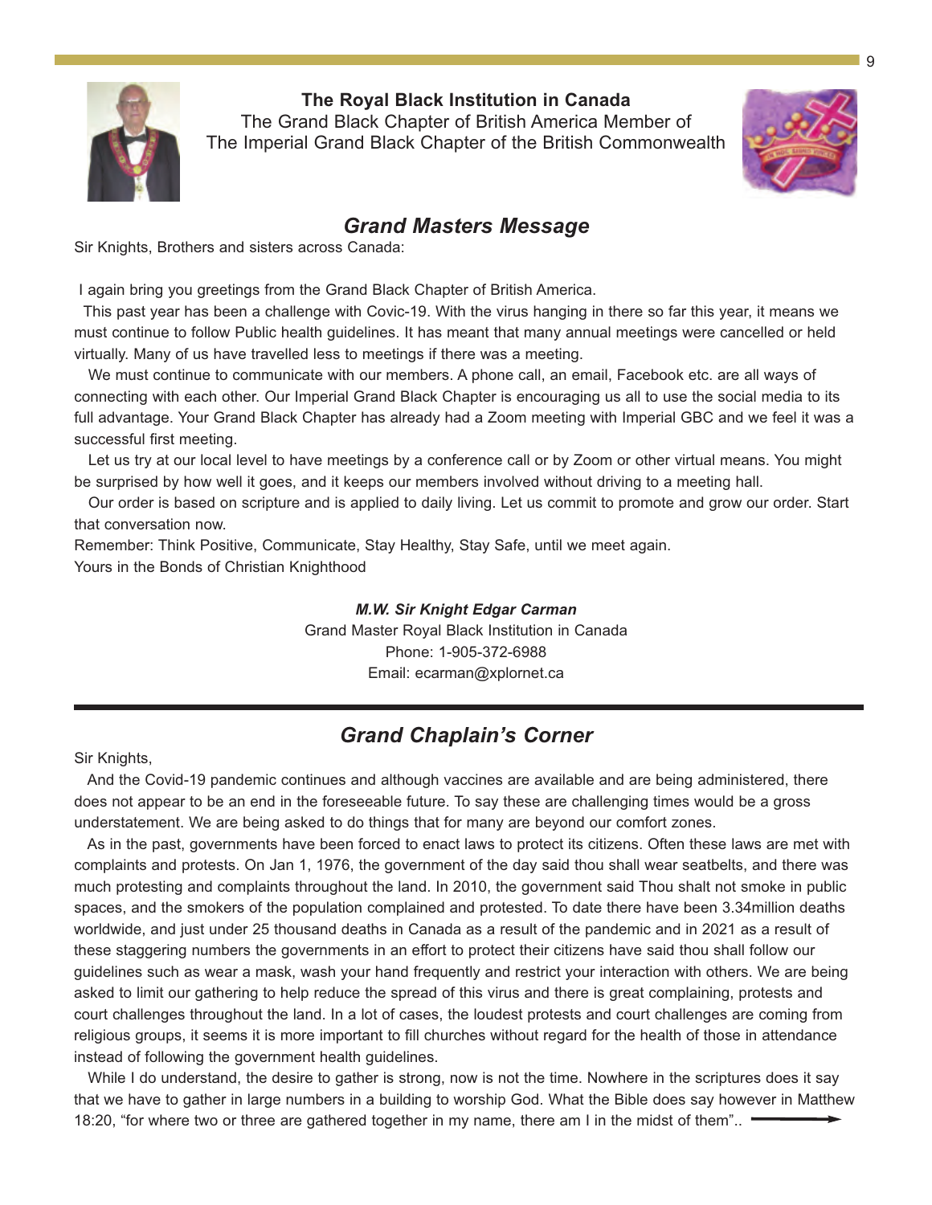**The Royal Black Institution in Canada**
The Grand Black Chapter of British America Member of
The Imperial Grand Black Chapter of the British Commonwealth

## *Grand Masters Message*

Sir Knights, Brothers and sisters across Canada:

I again bring you greetings from the Grand Black Chapter of British America.

This past year has been a challenge with Covic-19. With the virus hanging in there so far this year, it means we must continue to follow Public health guidelines. It has meant that many annual meetings were cancelled or held virtually. Many of us have travelled less to meetings if there was a meeting.

We must continue to communicate with our members. A phone call, an email, Facebook etc. are all ways of connecting with each other. Our Imperial Grand Black Chapter is encouraging us all to use the social media to its full advantage. Your Grand Black Chapter has already had a Zoom meeting with Imperial GBC and we feel it was a successful first meeting.

Let us try at our local level to have meetings by a conference call or by Zoom or other virtual means. You might be surprised by how well it goes, and it keeps our members involved without driving to a meeting hall.

Our order is based on scripture and is applied to daily living. Let us commit to promote and grow our order. Start that conversation now.

Remember: Think Positive, Communicate, Stay Healthy, Stay Safe, until we meet again.

Yours in the Bonds of Christian Knighthood

***M.W. Sir Knight Edgar Carman***
Grand Master Royal Black Institution in Canada
Phone: 1-905-372-6988
Email: ecarman@xplornet.ca

---

## *Grand Chaplain's Corner*

Sir Knights,

And the Covid-19 pandemic continues and although vaccines are available and are being administered, there does not appear to be an end in the foreseeable future. To say these are challenging times would be a gross understatement. We are being asked to do things that for many are beyond our comfort zones.

As in the past, governments have been forced to enact laws to protect its citizens. Often these laws are met with complaints and protests. On Jan 1, 1976, the government of the day said thou shall wear seatbelts, and there was much protesting and complaints throughout the land. In 2010, the government said Thou shalt not smoke in public spaces, and the smokers of the population complained and protested. To date there have been 3.34million deaths worldwide, and just under 25 thousand deaths in Canada as a result of the pandemic and in 2021 as a result of these staggering numbers the governments in an effort to protect their citizens have said thou shall follow our guidelines such as wear a mask, wash your hand frequently and restrict your interaction with others. We are being asked to limit our gathering to help reduce the spread of this virus and there is great complaining, protests and court challenges throughout the land. In a lot of cases, the loudest protests and court challenges are coming from religious groups, it seems it is more important to fill churches without regard for the health of those in attendance instead of following the government health guidelines.

While I do understand, the desire to gather is strong, now is not the time. Nowhere in the scriptures does it say that we have to gather in large numbers in a building to worship God. What the Bible does say however in Matthew 18:20, "for where two or three are gathered together in my name, there am I in the midst of them"..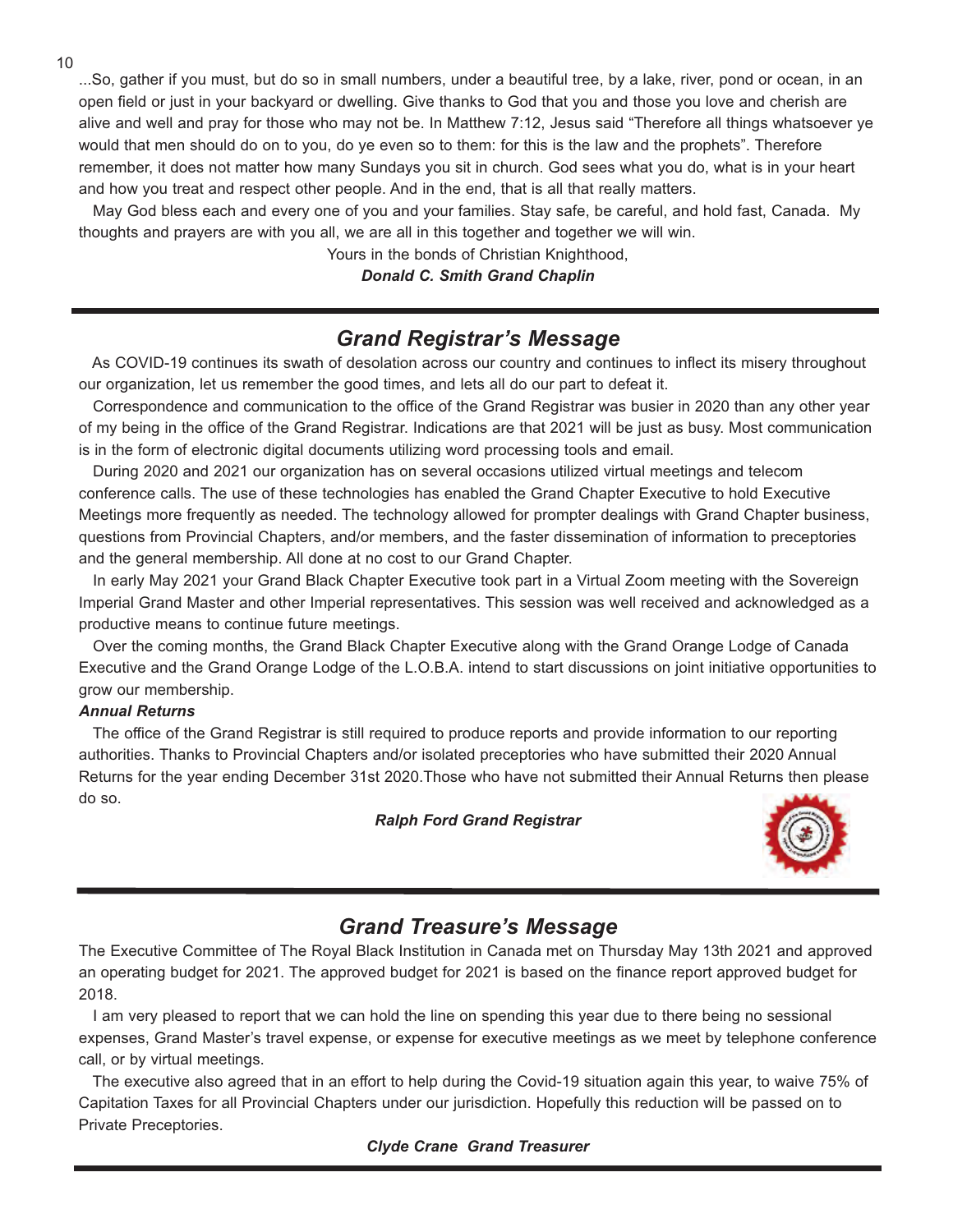...So, gather if you must, but do so in small numbers, under a beautiful tree, by a lake, river, pond or ocean, in an open field or just in your backyard or dwelling. Give thanks to God that you and those you love and cherish are alive and well and pray for those who may not be. In Matthew 7:12, Jesus said "Therefore all things whatsoever ye would that men should do on to you, do ye even so to them: for this is the law and the prophets". Therefore remember, it does not matter how many Sundays you sit in church. God sees what you do, what is in your heart and how you treat and respect other people. And in the end, that is all that really matters.

May God bless each and every one of you and your families. Stay safe, be careful, and hold fast, Canada. My thoughts and prayers are with you all, we are all in this together and together we will win.

Yours in the bonds of Christian Knighthood,

***Donald C. Smith Grand Chaplin***

---

## *Grand Registrar's Message*

As COVID-19 continues its swath of desolation across our country and continues to inflect its misery throughout our organization, let us remember the good times, and lets all do our part to defeat it.

Correspondence and communication to the office of the Grand Registrar was busier in 2020 than any other year of my being in the office of the Grand Registrar. Indications are that 2021 will be just as busy. Most communication is in the form of electronic digital documents utilizing word processing tools and email.

During 2020 and 2021 our organization has on several occasions utilized virtual meetings and telecom conference calls. The use of these technologies has enabled the Grand Chapter Executive to hold Executive Meetings more frequently as needed. The technology allowed for prompter dealings with Grand Chapter business, questions from Provincial Chapters, and/or members, and the faster dissemination of information to preceptories and the general membership. All done at no cost to our Grand Chapter.

In early May 2021 your Grand Black Chapter Executive took part in a Virtual Zoom meeting with the Sovereign Imperial Grand Master and other Imperial representatives. This session was well received and acknowledged as a productive means to continue future meetings.

Over the coming months, the Grand Black Chapter Executive along with the Grand Orange Lodge of Canada Executive and the Grand Orange Lodge of the L.O.B.A. intend to start discussions on joint initiative opportunities to grow our membership.

***Annual Returns***

The office of the Grand Registrar is still required to produce reports and provide information to our reporting authorities. Thanks to Provincial Chapters and/or isolated preceptories who have submitted their 2020 Annual Returns for the year ending December 31st 2020.Those who have not submitted their Annual Returns then please do so.

***Ralph Ford Grand Registrar***

---

## *Grand Treasure's Message*

The Executive Committee of The Royal Black Institution in Canada met on Thursday May 13th 2021 and approved an operating budget for 2021. The approved budget for 2021 is based on the finance report approved budget for 2018.

I am very pleased to report that we can hold the line on spending this year due to there being no sessional expenses, Grand Master's travel expense, or expense for executive meetings as we meet by telephone conference call, or by virtual meetings.

The executive also agreed that in an effort to help during the Covid-19 situation again this year, to waive 75% of Capitation Taxes for all Provincial Chapters under our jurisdiction. Hopefully this reduction will be passed on to Private Preceptories.

***Clyde Crane Grand Treasurer***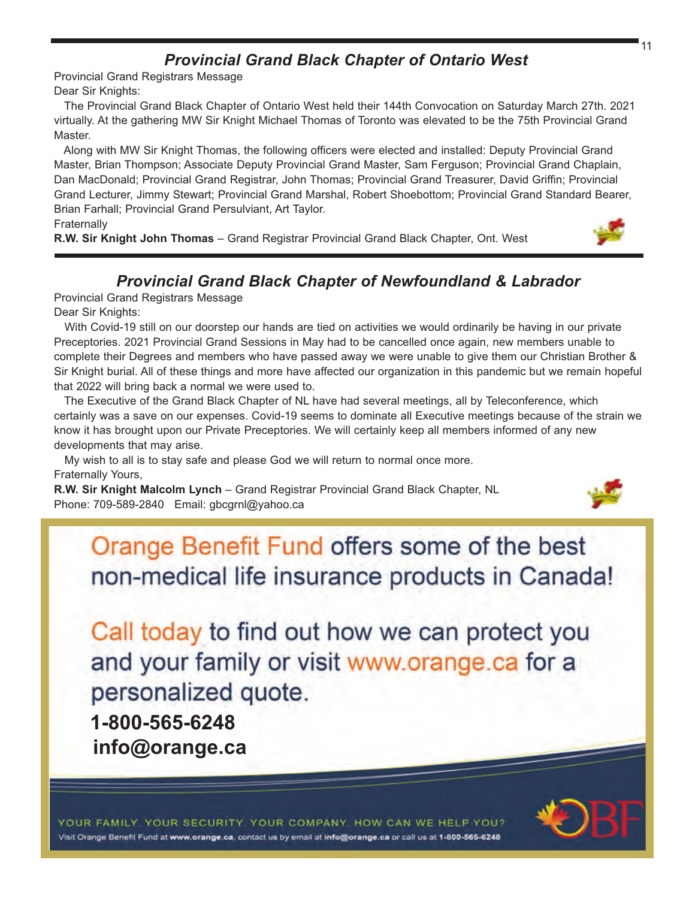## *Provincial Grand Black Chapter of Ontario West*

Provincial Grand Registrars Message

Dear Sir Knights:

The Provincial Grand Black Chapter of Ontario West held their 144th Convocation on Saturday March 27th. 2021 virtually. At the gathering MW Sir Knight Michael Thomas of Toronto was elevated to be the 75th Provincial Grand Master.

Along with MW Sir Knight Thomas, the following officers were elected and installed: Deputy Provincial Grand Master, Brian Thompson; Associate Deputy Provincial Grand Master, Sam Ferguson; Provincial Grand Chaplain, Dan MacDonald; Provincial Grand Registrar, John Thomas; Provincial Grand Treasurer, David Griffin; Provincial Grand Lecturer, Jimmy Stewart; Provincial Grand Marshal, Robert Shoebottom; Provincial Grand Standard Bearer, Brian Farhall; Provincial Grand Persulviant, Art Taylor.

Fraternally

**R.W. Sir Knight John Thomas** – Grand Registrar Provincial Grand Black Chapter, Ont. West

## *Provincial Grand Black Chapter of Newfoundland & Labrador*

Provincial Grand Registrars Message

Dear Sir Knights:

With Covid-19 still on our doorstep our hands are tied on activities we would ordinarily be having in our private Preceptories. 2021 Provincial Grand Sessions in May had to be cancelled once again, new members unable to complete their Degrees and members who have passed away we were unable to give them our Christian Brother & Sir Knight burial. All of these things and more have affected our organization in this pandemic but we remain hopeful that 2022 will bring back a normal we were used to.

The Executive of the Grand Black Chapter of NL have had several meetings, all by Teleconference, which certainly was a save on our expenses. Covid-19 seems to dominate all Executive meetings because of the strain we know it has brought upon our Private Preceptories. We will certainly keep all members informed of any new developments that may arise.

My wish to all is to stay safe and please God we will return to normal once more.

Fraternally Yours,

**R.W. Sir Knight Malcolm Lynch** – Grand Registrar Provincial Grand Black Chapter, NL
Phone: 709-589-2840 Email: gbcgrnl@yahoo.ca

Orange Benefit Fund offers some of the best non-medical life insurance products in Canada!

Call today to find out how we can protect you and your family or visit www.orange.ca for a personalized quote.

**1-800-565-6248**
**info@orange.ca**

YOUR FAMILY. YOUR SECURITY. YOUR COMPANY. HOW CAN WE HELP YOU?

Visit Orange Benefit Fund at **www.orange.ca**, contact us by email at **info@orange.ca** or call us at **1-800-565-6248**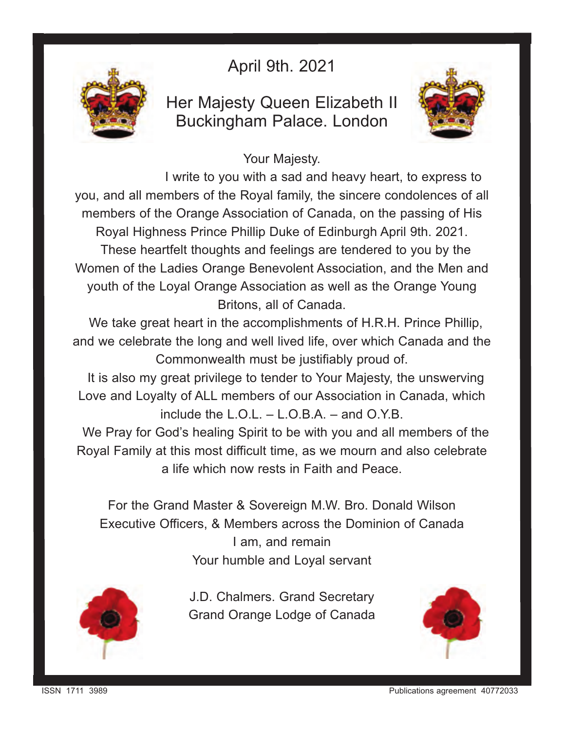April 9th. 2021

Her Majesty Queen Elizabeth II
Buckingham Palace. London

Your Majesty.

I write to you with a sad and heavy heart, to express to you, and all members of the Royal family, the sincere condolences of all members of the Orange Association of Canada, on the passing of His Royal Highness Prince Phillip Duke of Edinburgh April 9th. 2021.

These heartfelt thoughts and feelings are tendered to you by the Women of the Ladies Orange Benevolent Association, and the Men and youth of the Loyal Orange Association as well as the Orange Young Britons, all of Canada.

We take great heart in the accomplishments of H.R.H. Prince Phillip, and we celebrate the long and well lived life, over which Canada and the Commonwealth must be justifiably proud of.

It is also my great privilege to tender to Your Majesty, the unswerving Love and Loyalty of ALL members of our Association in Canada, which include the L.O.L. – L.O.B.A. – and O.Y.B.

We Pray for God's healing Spirit to be with you and all members of the Royal Family at this most difficult time, as we mourn and also celebrate a life which now rests in Faith and Peace.

For the Grand Master & Sovereign M.W. Bro. Donald Wilson
Executive Officers, & Members across the Dominion of Canada
I am, and remain
Your humble and Loyal servant

J.D. Chalmers. Grand Secretary
Grand Orange Lodge of Canada

ISSN 1711 3989

Publications agreement 40772033